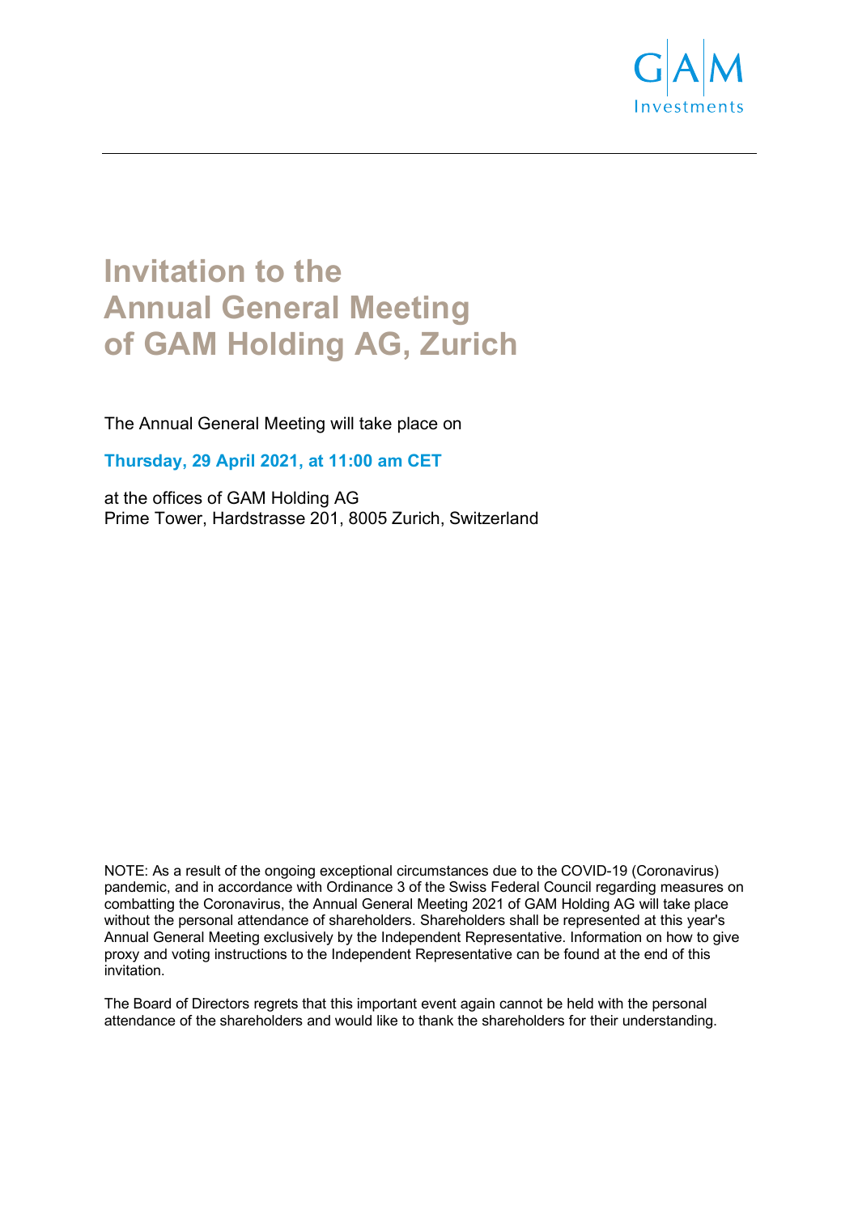GAM Investments

# Invitation to the Annual General Meeting of GAM Holding AG, Zurich

The Annual General Meeting will take place on

**Thursday, 29 April 2021, at 11:00 am CET**

at the offices of GAM Holding AG
Prime Tower, Hardstrasse 201, 8005 Zurich, Switzerland

NOTE: As a result of the ongoing exceptional circumstances due to the COVID-19 (Coronavirus) pandemic, and in accordance with Ordinance 3 of the Swiss Federal Council regarding measures on combatting the Coronavirus, the Annual General Meeting 2021 of GAM Holding AG will take place without the personal attendance of shareholders. Shareholders shall be represented at this year's Annual General Meeting exclusively by the Independent Representative. Information on how to give proxy and voting instructions to the Independent Representative can be found at the end of this invitation.

The Board of Directors regrets that this important event again cannot be held with the personal attendance of the shareholders and would like to thank the shareholders for their understanding.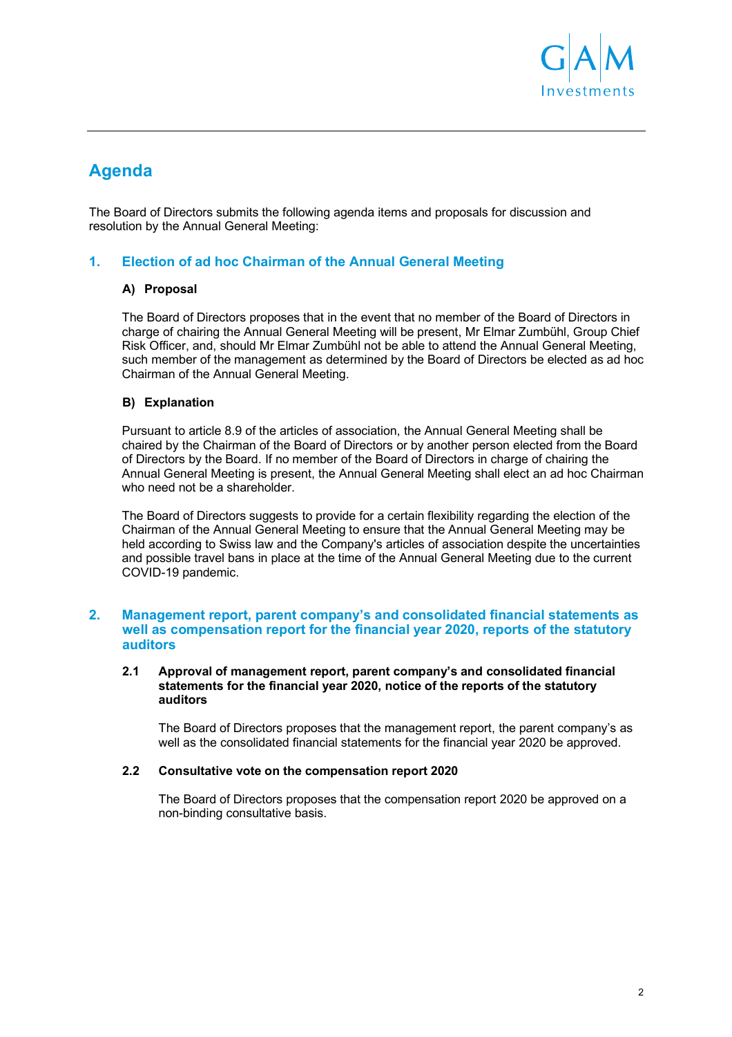# Agenda

The Board of Directors submits the following agenda items and proposals for discussion and resolution by the Annual General Meeting:

## 1. Election of ad hoc Chairman of the Annual General Meeting

### A) Proposal

The Board of Directors proposes that in the event that no member of the Board of Directors in charge of chairing the Annual General Meeting will be present, Mr Elmar Zumbühl, Group Chief Risk Officer, and, should Mr Elmar Zumbühl not be able to attend the Annual General Meeting, such member of the management as determined by the Board of Directors be elected as ad hoc Chairman of the Annual General Meeting.

### B) Explanation

Pursuant to article 8.9 of the articles of association, the Annual General Meeting shall be chaired by the Chairman of the Board of Directors or by another person elected from the Board of Directors by the Board. If no member of the Board of Directors in charge of chairing the Annual General Meeting is present, the Annual General Meeting shall elect an ad hoc Chairman who need not be a shareholder.

The Board of Directors suggests to provide for a certain flexibility regarding the election of the Chairman of the Annual General Meeting to ensure that the Annual General Meeting may be held according to Swiss law and the Company's articles of association despite the uncertainties and possible travel bans in place at the time of the Annual General Meeting due to the current COVID-19 pandemic.

## 2. Management report, parent company's and consolidated financial statements as well as compensation report for the financial year 2020, reports of the statutory auditors

### 2.1 Approval of management report, parent company's and consolidated financial statements for the financial year 2020, notice of the reports of the statutory auditors

The Board of Directors proposes that the management report, the parent company's as well as the consolidated financial statements for the financial year 2020 be approved.

### 2.2 Consultative vote on the compensation report 2020

The Board of Directors proposes that the compensation report 2020 be approved on a non-binding consultative basis.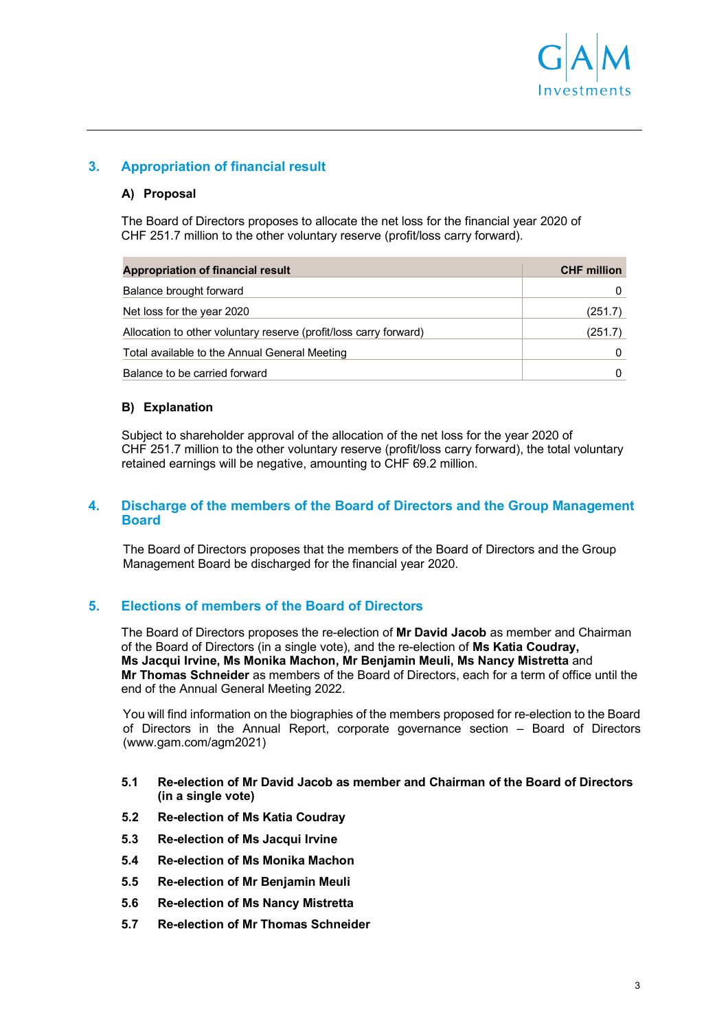## 3. Appropriation of financial result

### A) Proposal

The Board of Directors proposes to allocate the net loss for the financial year 2020 of CHF 251.7 million to the other voluntary reserve (profit/loss carry forward).

| Appropriation of financial result | CHF million |
|---|---|
| Balance brought forward | 0 |
| Net loss for the year 2020 | (251.7) |
| Allocation to other voluntary reserve (profit/loss carry forward) | (251.7) |
| Total available to the Annual General Meeting | 0 |
| Balance to be carried forward | 0 |

### B) Explanation

Subject to shareholder approval of the allocation of the net loss for the year 2020 of CHF 251.7 million to the other voluntary reserve (profit/loss carry forward), the total voluntary retained earnings will be negative, amounting to CHF 69.2 million.

## 4. Discharge of the members of the Board of Directors and the Group Management Board

The Board of Directors proposes that the members of the Board of Directors and the Group Management Board be discharged for the financial year 2020.

## 5. Elections of members of the Board of Directors

The Board of Directors proposes the re-election of **Mr David Jacob** as member and Chairman of the Board of Directors (in a single vote), and the re-election of **Ms Katia Coudray, Ms Jacqui Irvine, Ms Monika Machon, Mr Benjamin Meuli, Ms Nancy Mistretta** and **Mr Thomas Schneider** as members of the Board of Directors, each for a term of office until the end of the Annual General Meeting 2022.

You will find information on the biographies of the members proposed for re-election to the Board of Directors in the Annual Report, corporate governance section – Board of Directors (www.gam.com/agm2021)

**5.1 Re-election of Mr David Jacob as member and Chairman of the Board of Directors (in a single vote)**

**5.2 Re-election of Ms Katia Coudray**

**5.3 Re-election of Ms Jacqui Irvine**

**5.4 Re-election of Ms Monika Machon**

**5.5 Re-election of Mr Benjamin Meuli**

**5.6 Re-election of Ms Nancy Mistretta**

**5.7 Re-election of Mr Thomas Schneider**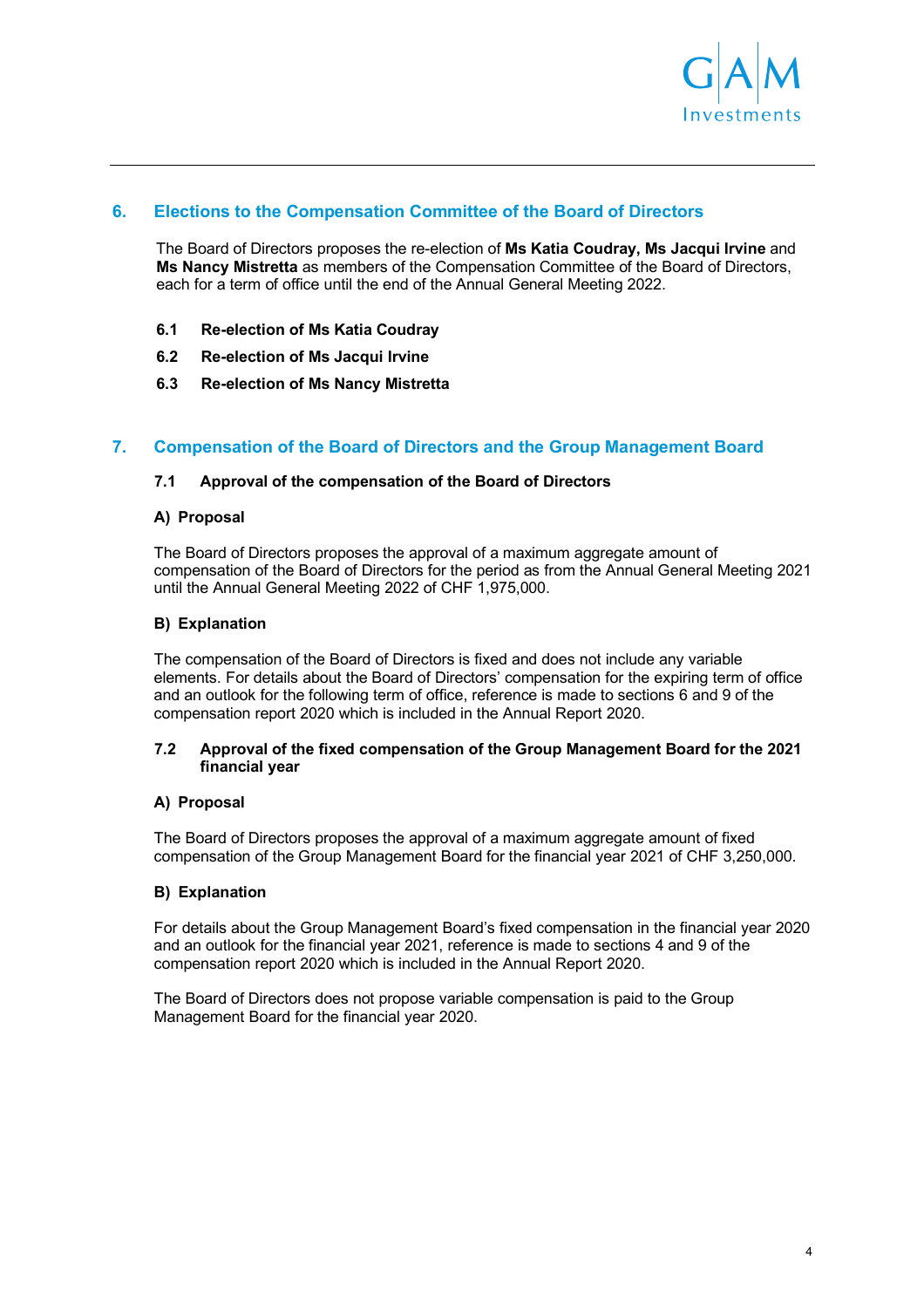## 6. Elections to the Compensation Committee of the Board of Directors

The Board of Directors proposes the re-election of **Ms Katia Coudray, Ms Jacqui Irvine** and **Ms Nancy Mistretta** as members of the Compensation Committee of the Board of Directors, each for a term of office until the end of the Annual General Meeting 2022.

**6.1 Re-election of Ms Katia Coudray**

**6.2 Re-election of Ms Jacqui Irvine**

**6.3 Re-election of Ms Nancy Mistretta**

## 7. Compensation of the Board of Directors and the Group Management Board

### 7.1 Approval of the compensation of the Board of Directors

**A) Proposal**

The Board of Directors proposes the approval of a maximum aggregate amount of compensation of the Board of Directors for the period as from the Annual General Meeting 2021 until the Annual General Meeting 2022 of CHF 1,975,000.

**B) Explanation**

The compensation of the Board of Directors is fixed and does not include any variable elements. For details about the Board of Directors' compensation for the expiring term of office and an outlook for the following term of office, reference is made to sections 6 and 9 of the compensation report 2020 which is included in the Annual Report 2020.

### 7.2 Approval of the fixed compensation of the Group Management Board for the 2021 financial year

**A) Proposal**

The Board of Directors proposes the approval of a maximum aggregate amount of fixed compensation of the Group Management Board for the financial year 2021 of CHF 3,250,000.

**B) Explanation**

For details about the Group Management Board's fixed compensation in the financial year 2020 and an outlook for the financial year 2021, reference is made to sections 4 and 9 of the compensation report 2020 which is included in the Annual Report 2020.

The Board of Directors does not propose variable compensation is paid to the Group Management Board for the financial year 2020.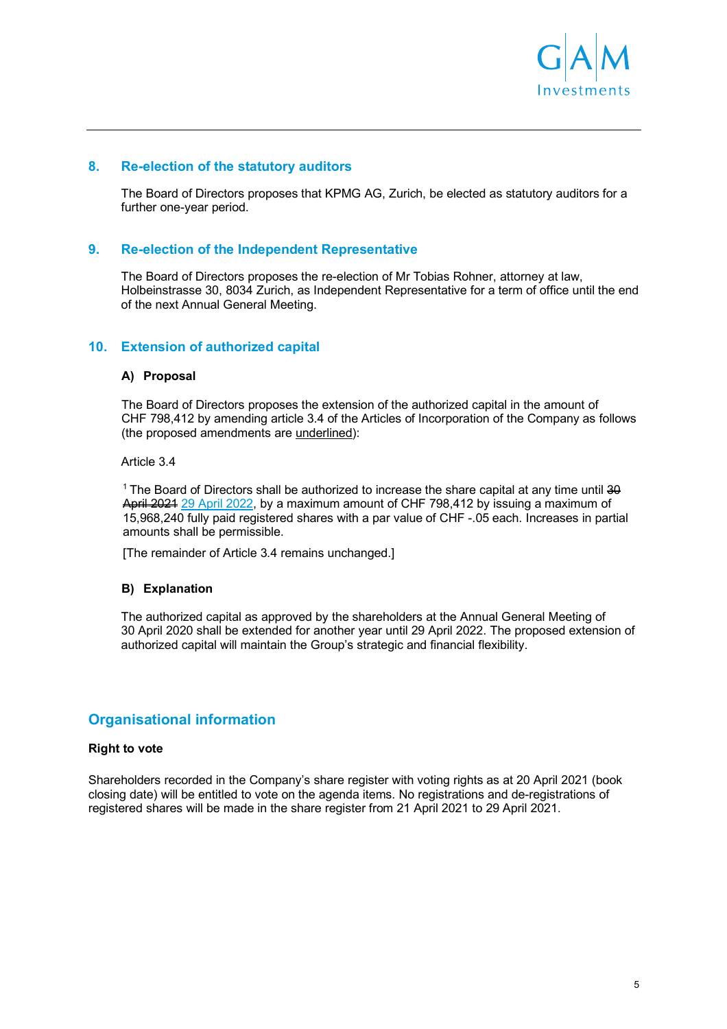## 8. Re-election of the statutory auditors

The Board of Directors proposes that KPMG AG, Zurich, be elected as statutory auditors for a further one-year period.

## 9. Re-election of the Independent Representative

The Board of Directors proposes the re-election of Mr Tobias Rohner, attorney at law, Holbeinstrasse 30, 8034 Zurich, as Independent Representative for a term of office until the end of the next Annual General Meeting.

## 10. Extension of authorized capital

### A) Proposal

The Board of Directors proposes the extension of the authorized capital in the amount of CHF 798,412 by amending article 3.4 of the Articles of Incorporation of the Company as follows (the proposed amendments are underlined):

Article 3.4

[1] The Board of Directors shall be authorized to increase the share capital at any time until ~~30 April 2021~~ <u>29 April 2022</u>, by a maximum amount of CHF 798,412 by issuing a maximum of 15,968,240 fully paid registered shares with a par value of CHF -.05 each. Increases in partial amounts shall be permissible.

[The remainder of Article 3.4 remains unchanged.]

### B) Explanation

The authorized capital as approved by the shareholders at the Annual General Meeting of 30 April 2020 shall be extended for another year until 29 April 2022. The proposed extension of authorized capital will maintain the Group's strategic and financial flexibility.

## Organisational information

**Right to vote**

Shareholders recorded in the Company's share register with voting rights as at 20 April 2021 (book closing date) will be entitled to vote on the agenda items. No registrations and de-registrations of registered shares will be made in the share register from 21 April 2021 to 29 April 2021.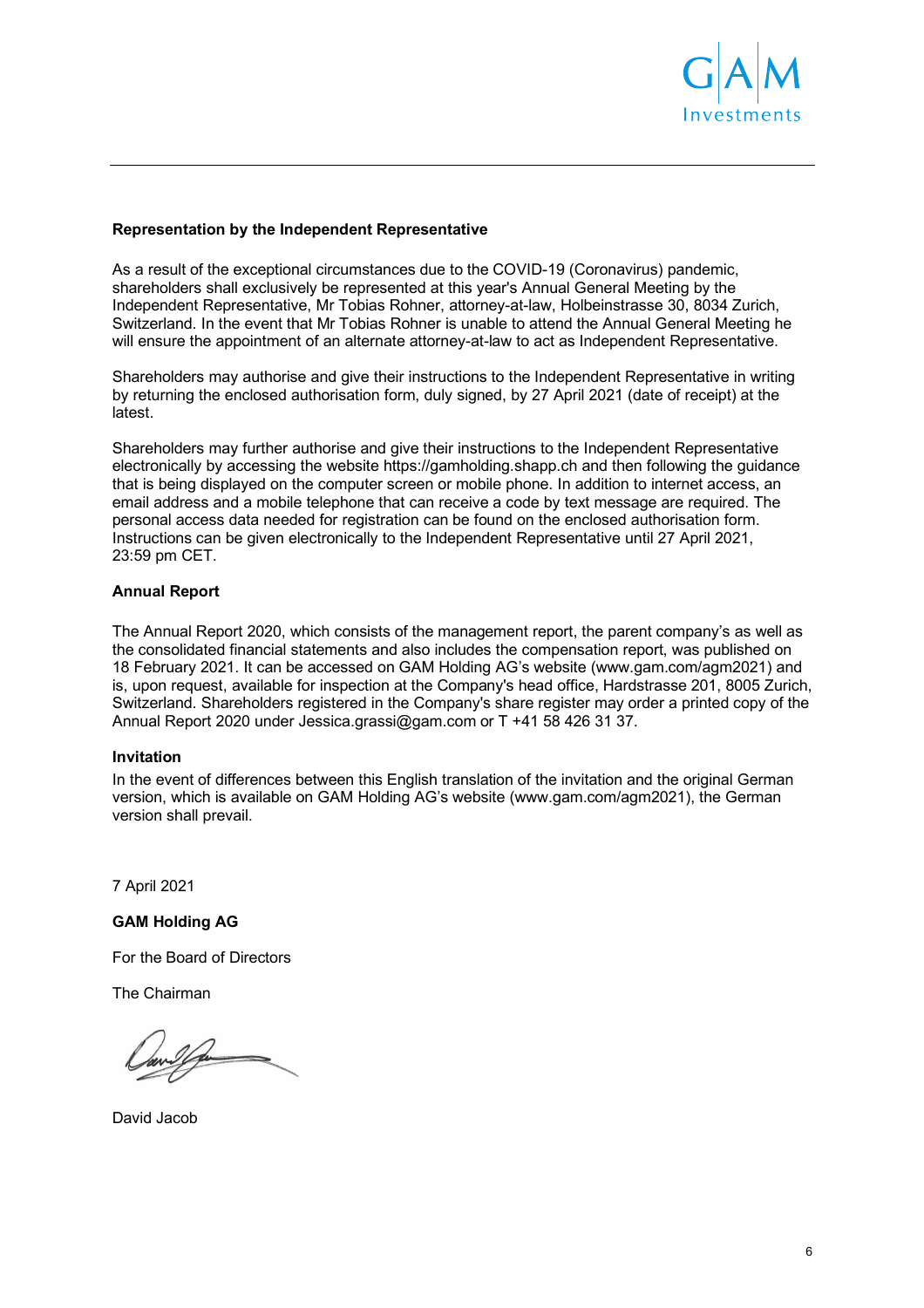**Representation by the Independent Representative**

As a result of the exceptional circumstances due to the COVID-19 (Coronavirus) pandemic, shareholders shall exclusively be represented at this year's Annual General Meeting by the Independent Representative, Mr Tobias Rohner, attorney-at-law, Holbeinstrasse 30, 8034 Zurich, Switzerland. In the event that Mr Tobias Rohner is unable to attend the Annual General Meeting he will ensure the appointment of an alternate attorney-at-law to act as Independent Representative.

Shareholders may authorise and give their instructions to the Independent Representative in writing by returning the enclosed authorisation form, duly signed, by 27 April 2021 (date of receipt) at the latest.

Shareholders may further authorise and give their instructions to the Independent Representative electronically by accessing the website https://gamholding.shapp.ch and then following the guidance that is being displayed on the computer screen or mobile phone. In addition to internet access, an email address and a mobile telephone that can receive a code by text message are required. The personal access data needed for registration can be found on the enclosed authorisation form. Instructions can be given electronically to the Independent Representative until 27 April 2021, 23:59 pm CET.

**Annual Report**

The Annual Report 2020, which consists of the management report, the parent company's as well as the consolidated financial statements and also includes the compensation report, was published on 18 February 2021. It can be accessed on GAM Holding AG's website (www.gam.com/agm2021) and is, upon request, available for inspection at the Company's head office, Hardstrasse 201, 8005 Zurich, Switzerland. Shareholders registered in the Company's share register may order a printed copy of the Annual Report 2020 under Jessica.grassi@gam.com or T +41 58 426 31 37.

**Invitation**

In the event of differences between this English translation of the invitation and the original German version, which is available on GAM Holding AG's website (www.gam.com/agm2021), the German version shall prevail.

7 April 2021

**GAM Holding AG**

For the Board of Directors

The Chairman

David Jacob